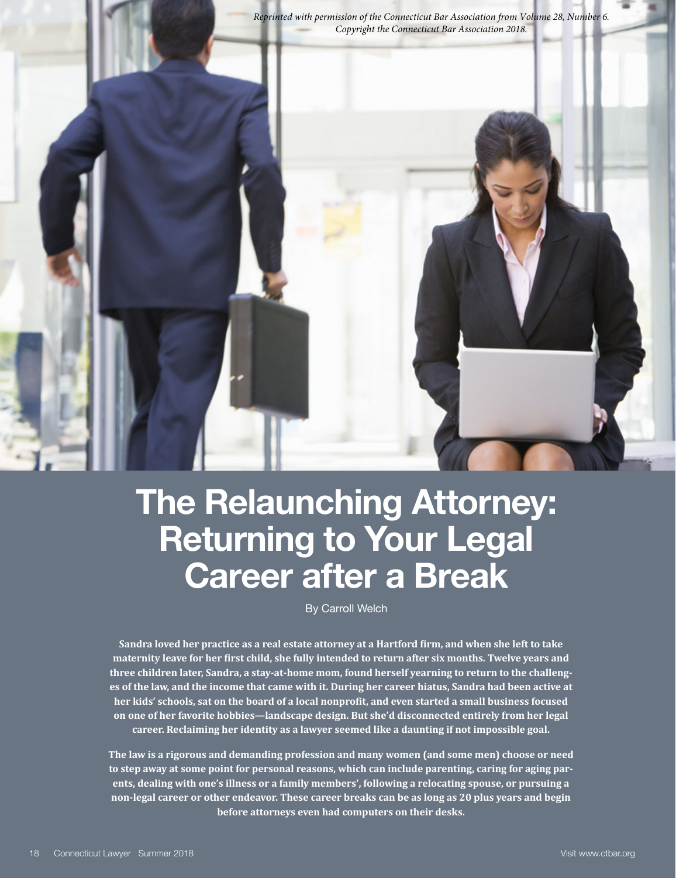*Reprinted with permission of the Connecticut Bar Association from Volume 28, Number 6. Copyright the Connecticut Bar Association 2018.*

# The Relaunching Attorney: Returning to Your Legal Career after a Break

By Carroll Welch

**Sandra loved her practice as a real estate attorney at a Hartford firm, and when she left to take maternity leave for her first child, she fully intended to return after six months. Twelve years and three children later, Sandra, a stay-at-home mom, found herself yearning to return to the challenges of the law, and the income that came with it. During her career hiatus, Sandra had been active at her kids' schools, sat on the board of a local nonprofit, and even started a small business focused on one of her favorite hobbies—landscape design. But she'd disconnected entirely from her legal career. Reclaiming her identity as a lawyer seemed like a daunting if not impossible goal.**

**The law is a rigorous and demanding profession and many women (and some men) choose or need to step away at some point for personal reasons, which can include parenting, caring for aging parents, dealing with one's illness or a family members', following a relocating spouse, or pursuing a non-legal career or other endeavor. These career breaks can be as long as 20 plus years and begin before attorneys even had computers on their desks.**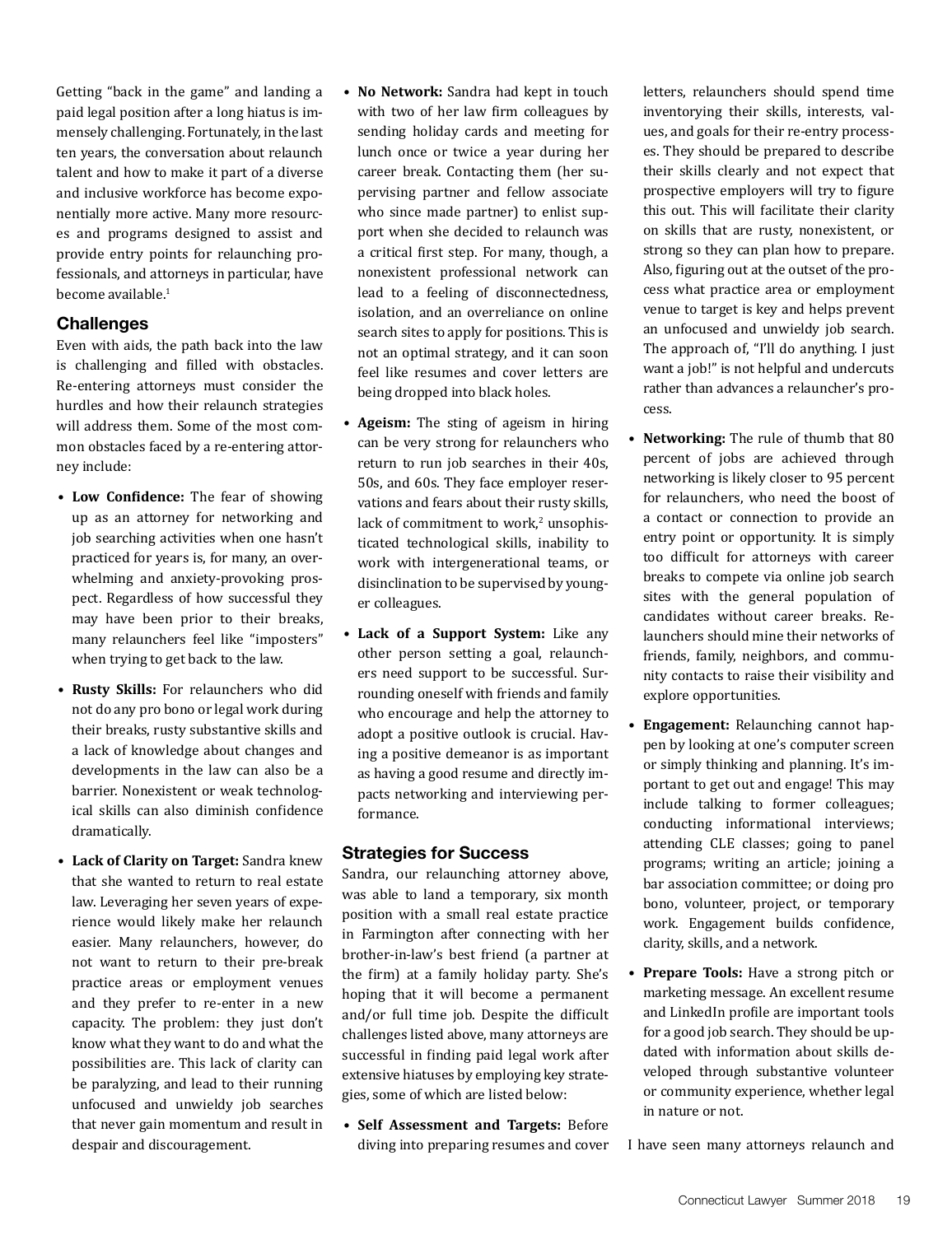Getting "back in the game" and landing a paid legal position after a long hiatus is immensely challenging. Fortunately, in the last ten years, the conversation about relaunch talent and how to make it part of a diverse and inclusive workforce has become exponentially more active. Many more resources and programs designed to assist and provide entry points for relaunching professionals, and attorneys in particular, have become available.[1]

### Challenges

Even with aids, the path back into the law is challenging and filled with obstacles. Re-entering attorneys must consider the hurdles and how their relaunch strategies will address them. Some of the most common obstacles faced by a re-entering attorney include:

- **Low Confidence:** The fear of showing up as an attorney for networking and job searching activities when one hasn't practiced for years is, for many, an overwhelming and anxiety-provoking prospect. Regardless of how successful they may have been prior to their breaks, many relaunchers feel like "imposters" when trying to get back to the law.
- **Rusty Skills:** For relaunchers who did not do any pro bono or legal work during their breaks, rusty substantive skills and a lack of knowledge about changes and developments in the law can also be a barrier. Nonexistent or weak technological skills can also diminish confidence dramatically.
- **Lack of Clarity on Target:** Sandra knew that she wanted to return to real estate law. Leveraging her seven years of experience would likely make her relaunch easier. Many relaunchers, however, do not want to return to their pre-break practice areas or employment venues and they prefer to re-enter in a new capacity. The problem: they just don't know what they want to do and what the possibilities are. This lack of clarity can be paralyzing, and lead to their running unfocused and unwieldy job searches that never gain momentum and result in despair and discouragement.
- **No Network:** Sandra had kept in touch with two of her law firm colleagues by sending holiday cards and meeting for lunch once or twice a year during her career break. Contacting them (her supervising partner and fellow associate who since made partner) to enlist support when she decided to relaunch was a critical first step. For many, though, a nonexistent professional network can lead to a feeling of disconnectedness, isolation, and an overreliance on online search sites to apply for positions. This is not an optimal strategy, and it can soon feel like resumes and cover letters are being dropped into black holes.
- **Ageism:** The sting of ageism in hiring can be very strong for relaunchers who return to run job searches in their 40s, 50s, and 60s. They face employer reservations and fears about their rusty skills, lack of commitment to work,[2] unsophisticated technological skills, inability to work with intergenerational teams, or disinclination to be supervised by younger colleagues.
- **Lack of a Support System:** Like any other person setting a goal, relaunchers need support to be successful. Surrounding oneself with friends and family who encourage and help the attorney to adopt a positive outlook is crucial. Having a positive demeanor is as important as having a good resume and directly impacts networking and interviewing performance.

### Strategies for Success

Sandra, our relaunching attorney above, was able to land a temporary, six month position with a small real estate practice in Farmington after connecting with her brother-in-law's best friend (a partner at the firm) at a family holiday party. She's hoping that it will become a permanent and/or full time job. Despite the difficult challenges listed above, many attorneys are successful in finding paid legal work after extensive hiatuses by employing key strategies, some of which are listed below:

- **Self Assessment and Targets:** Before diving into preparing resumes and cover letters, relaunchers should spend time inventorying their skills, interests, values, and goals for their re-entry processes. They should be prepared to describe their skills clearly and not expect that prospective employers will try to figure this out. This will facilitate their clarity on skills that are rusty, nonexistent, or strong so they can plan how to prepare. Also, figuring out at the outset of the process what practice area or employment venue to target is key and helps prevent an unfocused and unwieldy job search. The approach of, "I'll do anything. I just want a job!" is not helpful and undercuts rather than advances a relauncher's process.
- **Networking:** The rule of thumb that 80 percent of jobs are achieved through networking is likely closer to 95 percent for relaunchers, who need the boost of a contact or connection to provide an entry point or opportunity. It is simply too difficult for attorneys with career breaks to compete via online job search sites with the general population of candidates without career breaks. Relaunchers should mine their networks of friends, family, neighbors, and community contacts to raise their visibility and explore opportunities.
- **Engagement:** Relaunching cannot happen by looking at one's computer screen or simply thinking and planning. It's important to get out and engage! This may include talking to former colleagues; conducting informational interviews; attending CLE classes; going to panel programs; writing an article; joining a bar association committee; or doing pro bono, volunteer, project, or temporary work. Engagement builds confidence, clarity, skills, and a network.
- **Prepare Tools:** Have a strong pitch or marketing message. An excellent resume and LinkedIn profile are important tools for a good job search. They should be updated with information about skills developed through substantive volunteer or community experience, whether legal in nature or not.

I have seen many attorneys relaunch and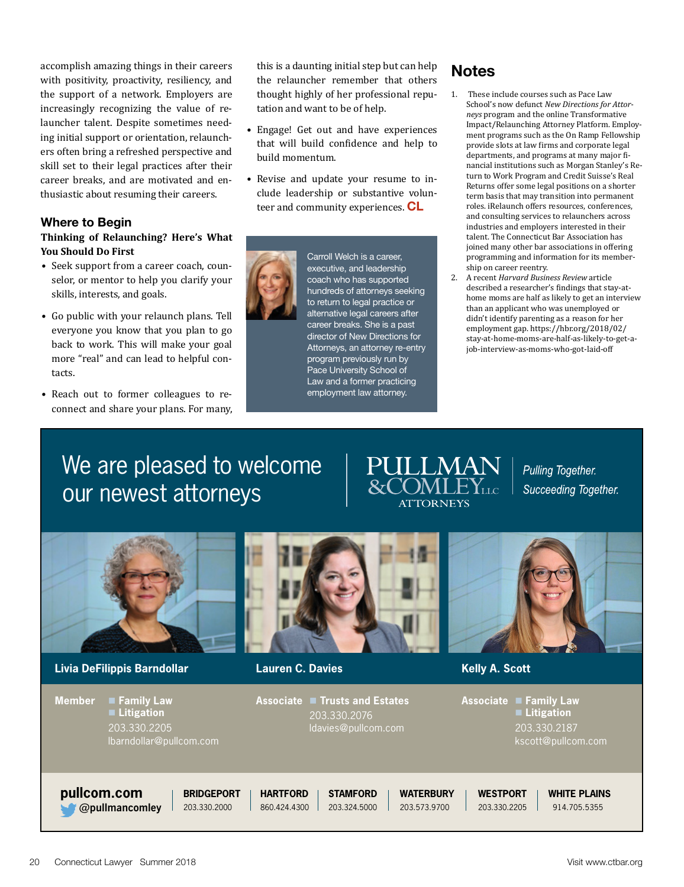accomplish amazing things in their careers with positivity, proactivity, resiliency, and the support of a network. Employers are increasingly recognizing the value of relauncher talent. Despite sometimes needing initial support or orientation, relaunchers often bring a refreshed perspective and skill set to their legal practices after their career breaks, and are motivated and enthusiastic about resuming their careers.

### Where to Begin

**Thinking of Relaunching? Here's What You Should Do First**

- Seek support from a career coach, counselor, or mentor to help you clarify your skills, interests, and goals.
- Go public with your relaunch plans. Tell everyone you know that you plan to go back to work. This will make your goal more "real" and can lead to helpful contacts.
- Reach out to former colleagues to reconnect and share your plans. For many, this is a daunting initial step but can help the relauncher remember that others thought highly of her professional reputation and want to be of help.
- Engage! Get out and have experiences that will build confidence and help to build momentum.
- Revise and update your resume to include leadership or substantive volunteer and community experiences. **CL**

Carroll Welch is a career, executive, and leadership coach who has supported hundreds of attorneys seeking to return to legal practice or alternative legal careers after career breaks. She is a past director of New Directions for Attorneys, an attorney re-entry program previously run by Pace University School of Law and a former practicing employment law attorney.

## Notes

1. These include courses such as Pace Law School's now defunct *New Directions for Attorneys* program and the online Transformative Impact/Relaunching Attorney Platform. Employment programs such as the On Ramp Fellowship provide slots at law firms and corporate legal departments, and programs at many major financial institutions such as Morgan Stanley's Return to Work Program and Credit Suisse's Real Returns offer some legal positions on a shorter term basis that may transition into permanent roles. iRelaunch offers resources, conferences, and consulting services to relaunchers across industries and employers interested in their talent. The Connecticut Bar Association has joined many other bar associations in offering programming and information for its membership on career reentry.
2. A recent *Harvard Business Review* article described a researcher's findings that stay-at-home moms are half as likely to get an interview than an applicant who was unemployed or didn't identify parenting as a reason for her employment gap. https://hbr.org/2018/02/stay-at-home-moms-are-half-as-likely-to-get-a-job-interview-as-moms-who-got-laid-off

---

We are pleased to welcome our newest attorneys

PULLMAN & COMLEY LLC ATTORNEYS

*Pulling Together. Succeeding Together.*

**Livia DeFilippis Barndollar**
Member — Family Law, Litigation
203.330.2205
lbarndollar@pullcom.com

**Lauren C. Davies**
Associate — Trusts and Estates
203.330.2076
ldavies@pullcom.com

**Kelly A. Scott**
Associate — Family Law, Litigation
203.330.2187
kscott@pullcom.com

**pullcom.com**
**@pullmancomley**

**BRIDGEPORT** 203.330.2000 | **HARTFORD** 860.424.4300 | **STAMFORD** 203.324.5000 | **WATERBURY** 203.573.9700 | **WESTPORT** 203.330.2205 | **WHITE PLAINS** 914.705.5355